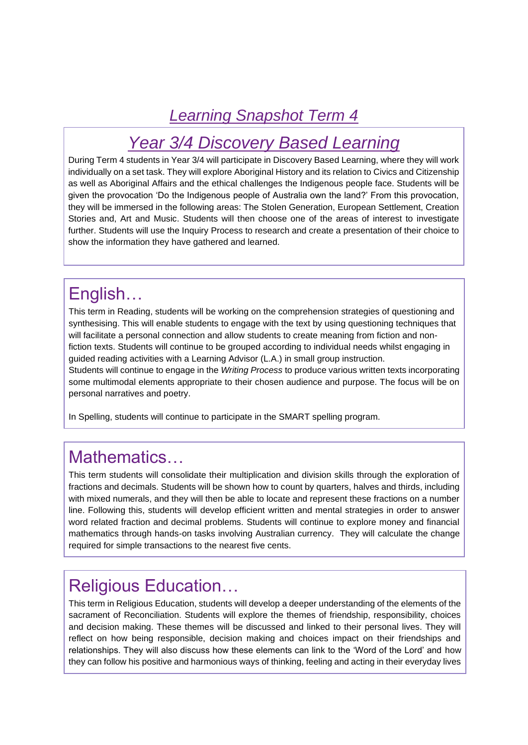# *Learning Snapshot Term 4*

## *Year 3/4 Discovery Based Learning*

During Term 4 students in Year 3/4 will participate in Discovery Based Learning, where they will work individually on a set task. They will explore Aboriginal History and its relation to Civics and Citizenship as well as Aboriginal Affairs and the ethical challenges the Indigenous people face. Students will be given the provocation 'Do the Indigenous people of Australia own the land?' From this provocation, they will be immersed in the following areas: The Stolen Generation, European Settlement, Creation Stories and, Art and Music. Students will then choose one of the areas of interest to investigate further. Students will use the Inquiry Process to research and create a presentation of their choice to show the information they have gathered and learned.

## English…

This term in Reading, students will be working on the comprehension strategies of questioning and synthesising. This will enable students to engage with the text by using questioning techniques that will facilitate a personal connection and allow students to create meaning from fiction and non-fiction texts. Students will continue to be grouped according to individual needs whilst engaging in guided reading activities with a Learning Advisor (L.A.) in small group instruction.
Students will continue to engage in the *Writing Process* to produce various written texts incorporating some multimodal elements appropriate to their chosen audience and purpose. The focus will be on personal narratives and poetry.

In Spelling, students will continue to participate in the SMART spelling program.

## Mathematics…

This term students will consolidate their multiplication and division skills through the exploration of fractions and decimals. Students will be shown how to count by quarters, halves and thirds, including with mixed numerals, and they will then be able to locate and represent these fractions on a number line. Following this, students will develop efficient written and mental strategies in order to answer word related fraction and decimal problems. Students will continue to explore money and financial mathematics through hands-on tasks involving Australian currency. They will calculate the change required for simple transactions to the nearest five cents.

## Religious Education…

This term in Religious Education, students will develop a deeper understanding of the elements of the sacrament of Reconciliation. Students will explore the themes of friendship, responsibility, choices and decision making. These themes will be discussed and linked to their personal lives. They will reflect on how being responsible, decision making and choices impact on their friendships and relationships. They will also discuss how these elements can link to the 'Word of the Lord' and how they can follow his positive and harmonious ways of thinking, feeling and acting in their everyday lives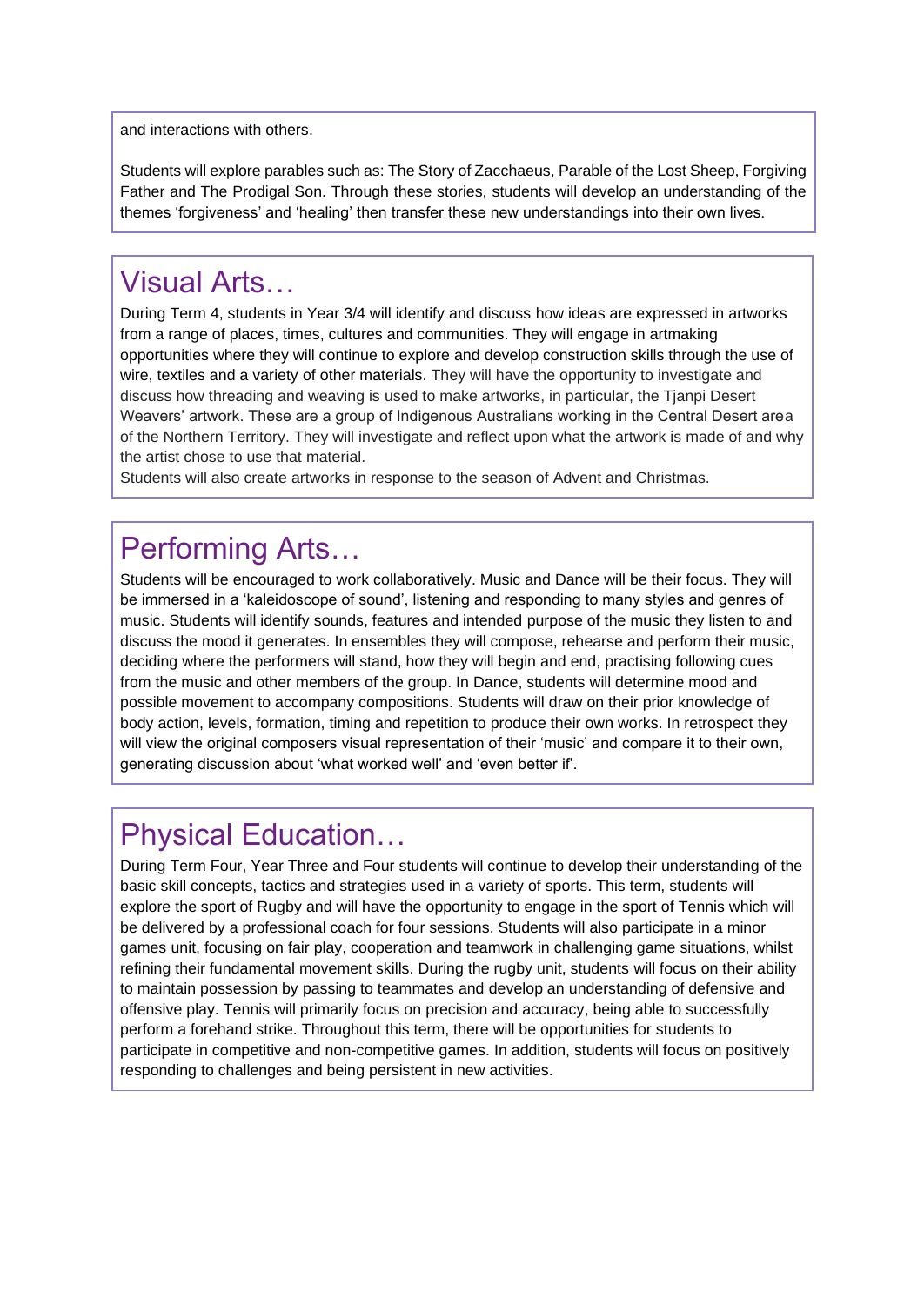and interactions with others.

Students will explore parables such as: The Story of Zacchaeus, Parable of the Lost Sheep, Forgiving Father and The Prodigal Son. Through these stories, students will develop an understanding of the themes 'forgiveness' and 'healing' then transfer these new understandings into their own lives.

## Visual Arts…

During Term 4, students in Year 3/4 will identify and discuss how ideas are expressed in artworks from a range of places, times, cultures and communities. They will engage in artmaking opportunities where they will continue to explore and develop construction skills through the use of wire, textiles and a variety of other materials. They will have the opportunity to investigate and discuss how threading and weaving is used to make artworks, in particular, the Tjanpi Desert Weavers' artwork. These are a group of Indigenous Australians working in the Central Desert area of the Northern Territory. They will investigate and reflect upon what the artwork is made of and why the artist chose to use that material.

Students will also create artworks in response to the season of Advent and Christmas.

## Performing Arts…

Students will be encouraged to work collaboratively. Music and Dance will be their focus. They will be immersed in a 'kaleidoscope of sound', listening and responding to many styles and genres of music. Students will identify sounds, features and intended purpose of the music they listen to and discuss the mood it generates. In ensembles they will compose, rehearse and perform their music, deciding where the performers will stand, how they will begin and end, practising following cues from the music and other members of the group. In Dance, students will determine mood and possible movement to accompany compositions. Students will draw on their prior knowledge of body action, levels, formation, timing and repetition to produce their own works. In retrospect they will view the original composers visual representation of their 'music' and compare it to their own, generating discussion about 'what worked well' and 'even better if'.

## Physical Education…

During Term Four, Year Three and Four students will continue to develop their understanding of the basic skill concepts, tactics and strategies used in a variety of sports. This term, students will explore the sport of Rugby and will have the opportunity to engage in the sport of Tennis which will be delivered by a professional coach for four sessions. Students will also participate in a minor games unit, focusing on fair play, cooperation and teamwork in challenging game situations, whilst refining their fundamental movement skills. During the rugby unit, students will focus on their ability to maintain possession by passing to teammates and develop an understanding of defensive and offensive play. Tennis will primarily focus on precision and accuracy, being able to successfully perform a forehand strike. Throughout this term, there will be opportunities for students to participate in competitive and non-competitive games. In addition, students will focus on positively responding to challenges and being persistent in new activities.